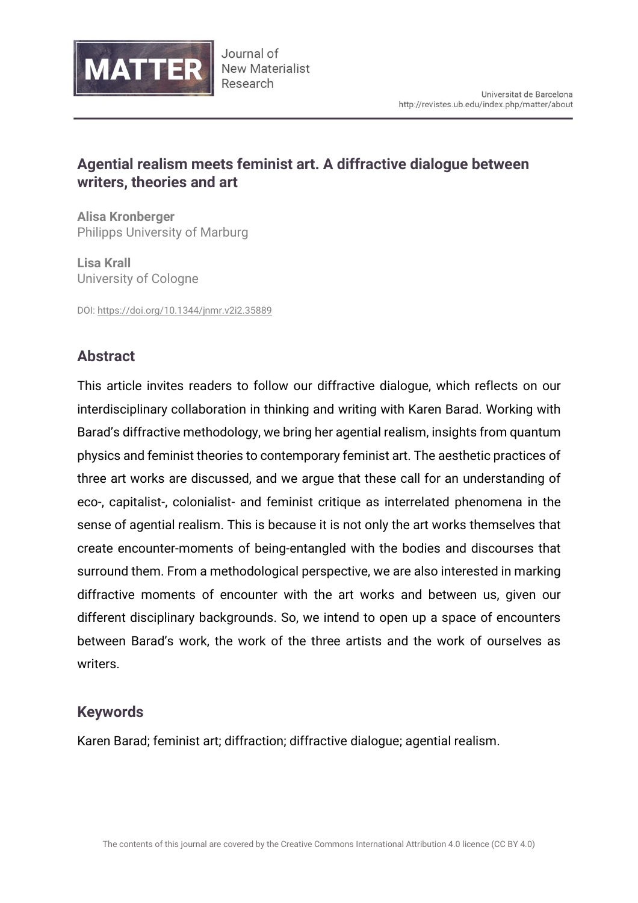# Agential realism meets feminist art. A diffractive dialogue between writers, theories and art

**Alisa Kronberger**
Philipps University of Marburg

**Lisa Krall**
University of Cologne

DOI: https://doi.org/10.1344/jnmr.v2i2.35889

## Abstract

This article invites readers to follow our diffractive dialogue, which reflects on our interdisciplinary collaboration in thinking and writing with Karen Barad. Working with Barad's diffractive methodology, we bring her agential realism, insights from quantum physics and feminist theories to contemporary feminist art. The aesthetic practices of three art works are discussed, and we argue that these call for an understanding of eco-, capitalist-, colonialist- and feminist critique as interrelated phenomena in the sense of agential realism. This is because it is not only the art works themselves that create encounter-moments of being-entangled with the bodies and discourses that surround them. From a methodological perspective, we are also interested in marking diffractive moments of encounter with the art works and between us, given our different disciplinary backgrounds. So, we intend to open up a space of encounters between Barad's work, the work of the three artists and the work of ourselves as writers.

## Keywords

Karen Barad; feminist art; diffraction; diffractive dialogue; agential realism.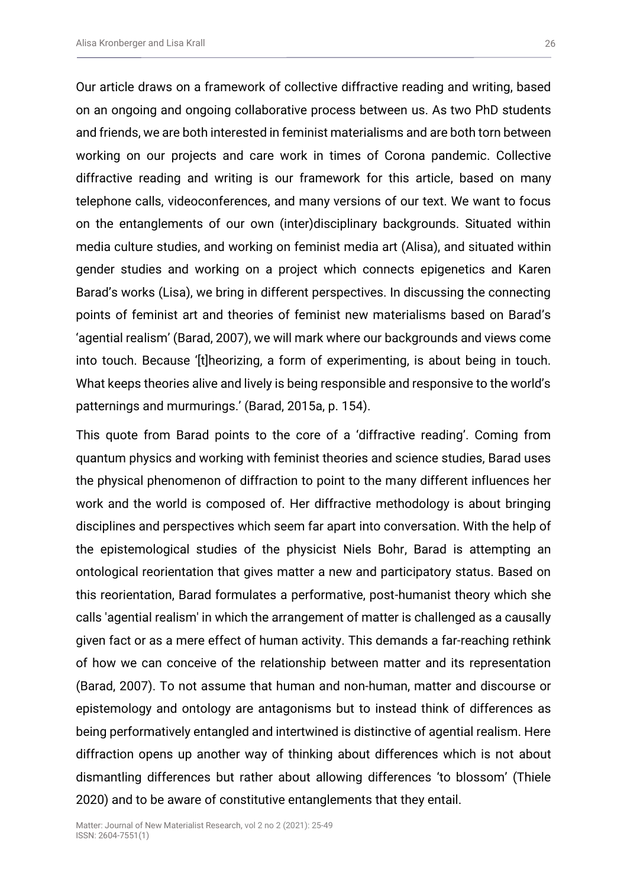Our article draws on a framework of collective diffractive reading and writing, based on an ongoing and ongoing collaborative process between us. As two PhD students and friends, we are both interested in feminist materialisms and are both torn between working on our projects and care work in times of Corona pandemic. Collective diffractive reading and writing is our framework for this article, based on many telephone calls, videoconferences, and many versions of our text. We want to focus on the entanglements of our own (inter)disciplinary backgrounds. Situated within media culture studies, and working on feminist media art (Alisa), and situated within gender studies and working on a project which connects epigenetics and Karen Barad's works (Lisa), we bring in different perspectives. In discussing the connecting points of feminist art and theories of feminist new materialisms based on Barad's 'agential realism' (Barad, 2007), we will mark where our backgrounds and views come into touch. Because '[t]heorizing, a form of experimenting, is about being in touch. What keeps theories alive and lively is being responsible and responsive to the world's patternings and murmurings.' (Barad, 2015a, p. 154).

This quote from Barad points to the core of a 'diffractive reading'. Coming from quantum physics and working with feminist theories and science studies, Barad uses the physical phenomenon of diffraction to point to the many different influences her work and the world is composed of. Her diffractive methodology is about bringing disciplines and perspectives which seem far apart into conversation. With the help of the epistemological studies of the physicist Niels Bohr, Barad is attempting an ontological reorientation that gives matter a new and participatory status. Based on this reorientation, Barad formulates a performative, post-humanist theory which she calls 'agential realism' in which the arrangement of matter is challenged as a causally given fact or as a mere effect of human activity. This demands a far-reaching rethink of how we can conceive of the relationship between matter and its representation (Barad, 2007). To not assume that human and non-human, matter and discourse or epistemology and ontology are antagonisms but to instead think of differences as being performatively entangled and intertwined is distinctive of agential realism. Here diffraction opens up another way of thinking about differences which is not about dismantling differences but rather about allowing differences 'to blossom' (Thiele 2020) and to be aware of constitutive entanglements that they entail.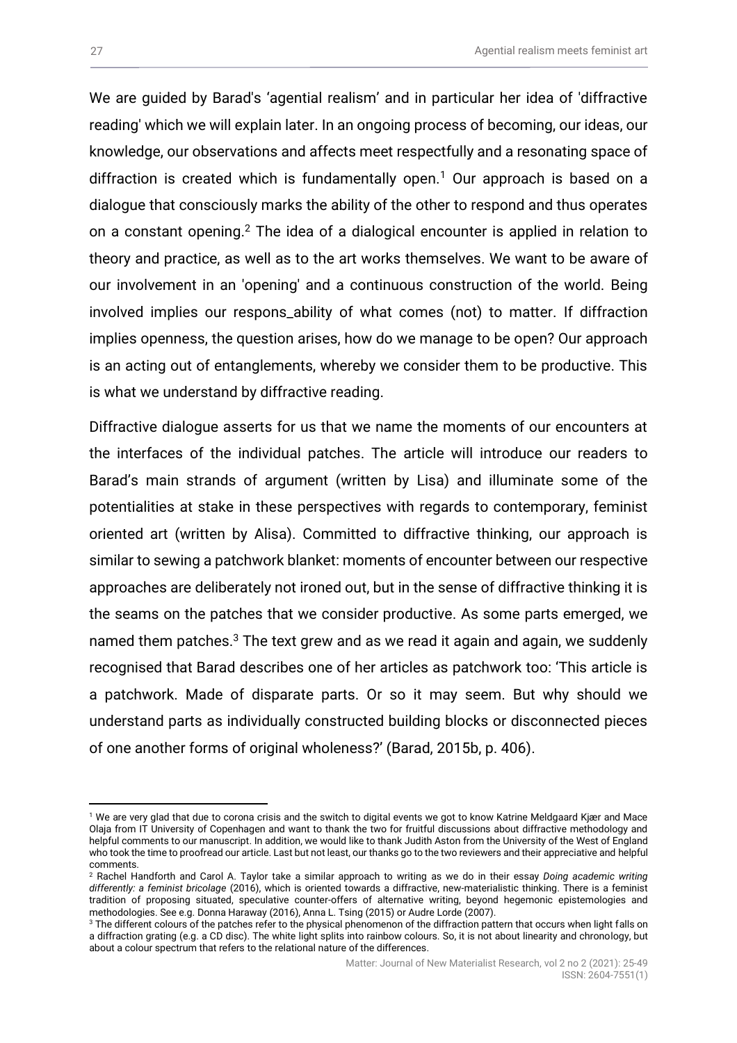We are guided by Barad's 'agential realism' and in particular her idea of 'diffractive reading' which we will explain later. In an ongoing process of becoming, our ideas, our knowledge, our observations and affects meet respectfully and a resonating space of diffraction is created which is fundamentally open.[1] Our approach is based on a dialogue that consciously marks the ability of the other to respond and thus operates on a constant opening.[2] The idea of a dialogical encounter is applied in relation to theory and practice, as well as to the art works themselves. We want to be aware of our involvement in an 'opening' and a continuous construction of the world. Being involved implies our respons_ability of what comes (not) to matter. If diffraction implies openness, the question arises, how do we manage to be open? Our approach is an acting out of entanglements, whereby we consider them to be productive. This is what we understand by diffractive reading.

Diffractive dialogue asserts for us that we name the moments of our encounters at the interfaces of the individual patches. The article will introduce our readers to Barad's main strands of argument (written by Lisa) and illuminate some of the potentialities at stake in these perspectives with regards to contemporary, feminist oriented art (written by Alisa). Committed to diffractive thinking, our approach is similar to sewing a patchwork blanket: moments of encounter between our respective approaches are deliberately not ironed out, but in the sense of diffractive thinking it is the seams on the patches that we consider productive. As some parts emerged, we named them patches.[3] The text grew and as we read it again and again, we suddenly recognised that Barad describes one of her articles as patchwork too: 'This article is a patchwork. Made of disparate parts. Or so it may seem. But why should we understand parts as individually constructed building blocks or disconnected pieces of one another forms of original wholeness?' (Barad, 2015b, p. 406).

---

[1] We are very glad that due to corona crisis and the switch to digital events we got to know Katrine Meldgaard Kjær and Mace Olaja from IT University of Copenhagen and want to thank the two for fruitful discussions about diffractive methodology and helpful comments to our manuscript. In addition, we would like to thank Judith Aston from the University of the West of England who took the time to proofread our article. Last but not least, our thanks go to the two reviewers and their appreciative and helpful comments.

[2] Rachel Handforth and Carol A. Taylor take a similar approach to writing as we do in their essay *Doing academic writing differently: a feminist bricolage* (2016), which is oriented towards a diffractive, new-materialistic thinking. There is a feminist tradition of proposing situated, speculative counter-offers of alternative writing, beyond hegemonic epistemologies and methodologies. See e.g. Donna Haraway (2016), Anna L. Tsing (2015) or Audre Lorde (2007).

[3] The different colours of the patches refer to the physical phenomenon of the diffraction pattern that occurs when light falls on a diffraction grating (e.g. a CD disc). The white light splits into rainbow colours. So, it is not about linearity and chronology, but about a colour spectrum that refers to the relational nature of the differences.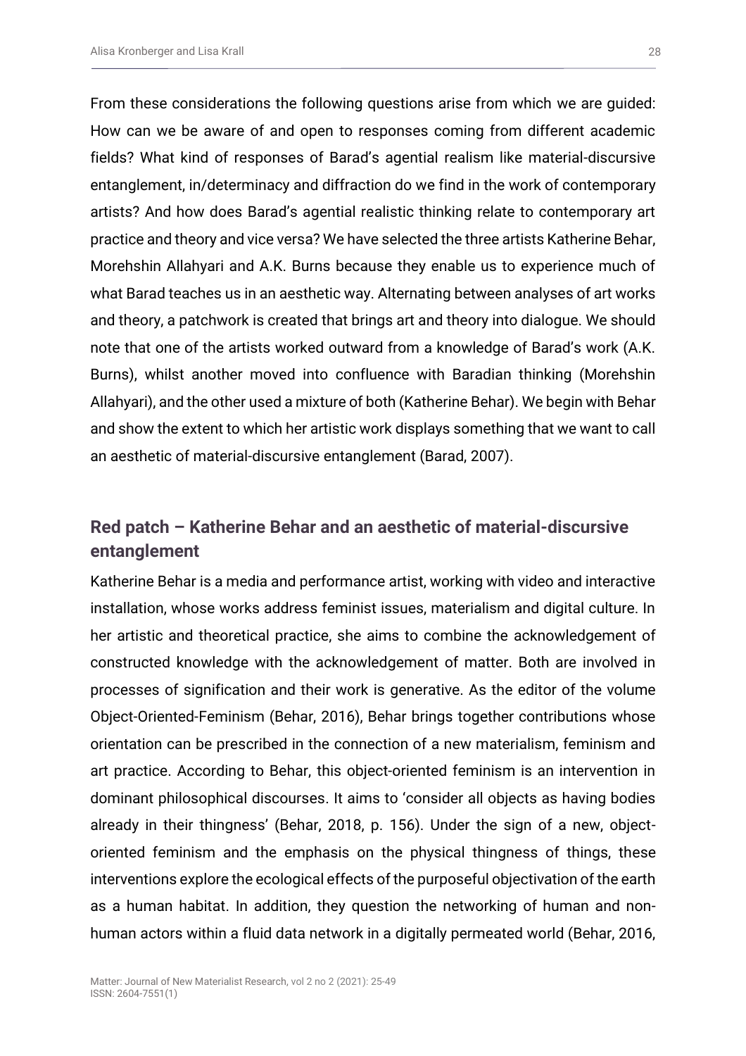From these considerations the following questions arise from which we are guided: How can we be aware of and open to responses coming from different academic fields? What kind of responses of Barad's agential realism like material-discursive entanglement, in/determinacy and diffraction do we find in the work of contemporary artists? And how does Barad's agential realistic thinking relate to contemporary art practice and theory and vice versa? We have selected the three artists Katherine Behar, Morehshin Allahyari and A.K. Burns because they enable us to experience much of what Barad teaches us in an aesthetic way. Alternating between analyses of art works and theory, a patchwork is created that brings art and theory into dialogue. We should note that one of the artists worked outward from a knowledge of Barad's work (A.K. Burns), whilst another moved into confluence with Baradian thinking (Morehshin Allahyari), and the other used a mixture of both (Katherine Behar). We begin with Behar and show the extent to which her artistic work displays something that we want to call an aesthetic of material-discursive entanglement (Barad, 2007).

## Red patch – Katherine Behar and an aesthetic of material-discursive entanglement

Katherine Behar is a media and performance artist, working with video and interactive installation, whose works address feminist issues, materialism and digital culture. In her artistic and theoretical practice, she aims to combine the acknowledgement of constructed knowledge with the acknowledgement of matter. Both are involved in processes of signification and their work is generative. As the editor of the volume Object-Oriented-Feminism (Behar, 2016), Behar brings together contributions whose orientation can be prescribed in the connection of a new materialism, feminism and art practice. According to Behar, this object-oriented feminism is an intervention in dominant philosophical discourses. It aims to 'consider all objects as having bodies already in their thingness' (Behar, 2018, p. 156). Under the sign of a new, object-oriented feminism and the emphasis on the physical thingness of things, these interventions explore the ecological effects of the purposeful objectivation of the earth as a human habitat. In addition, they question the networking of human and non-human actors within a fluid data network in a digitally permeated world (Behar, 2016,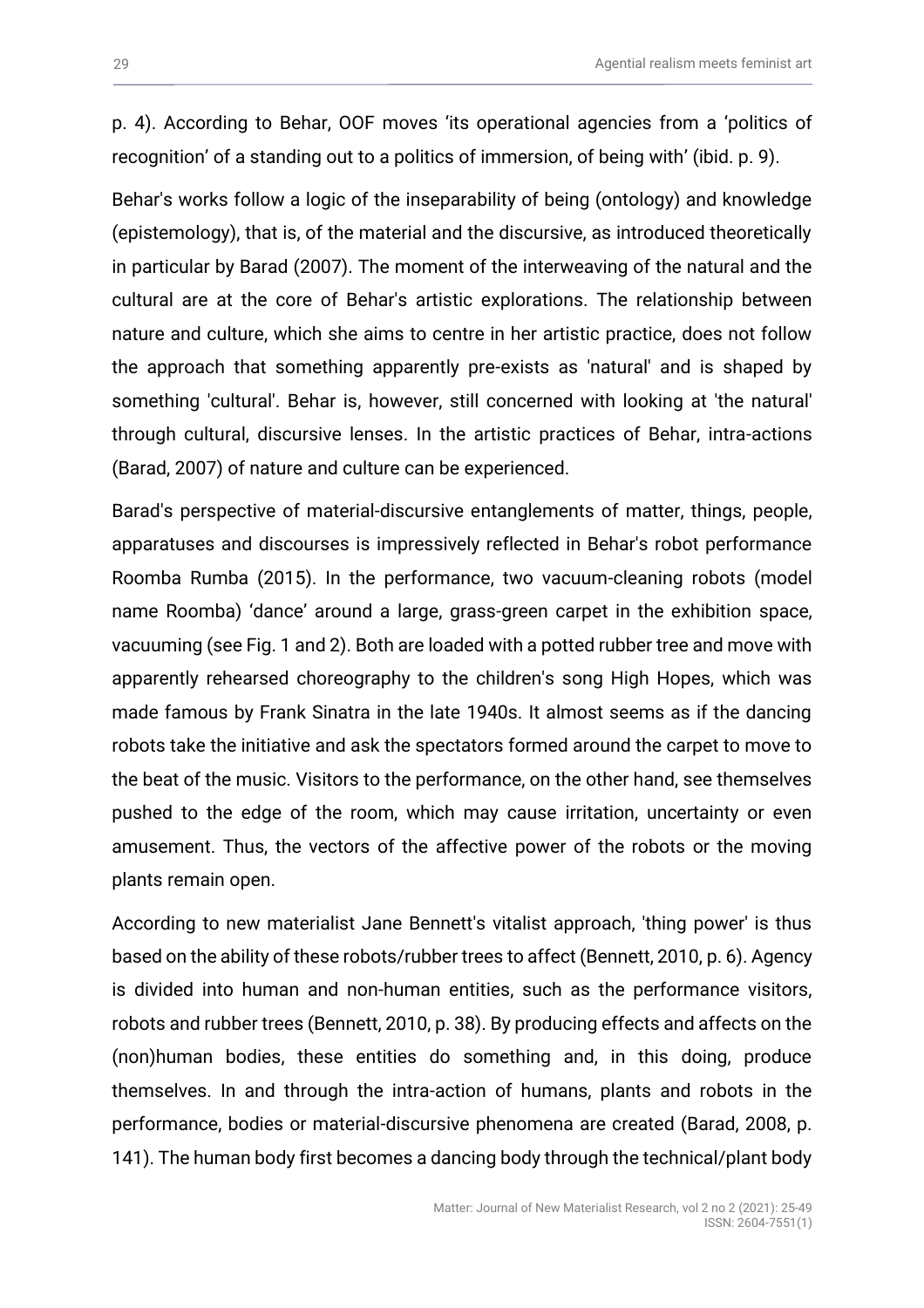p. 4). According to Behar, OOF moves 'its operational agencies from a 'politics of recognition' of a standing out to a politics of immersion, of being with' (ibid. p. 9).

Behar's works follow a logic of the inseparability of being (ontology) and knowledge (epistemology), that is, of the material and the discursive, as introduced theoretically in particular by Barad (2007). The moment of the interweaving of the natural and the cultural are at the core of Behar's artistic explorations. The relationship between nature and culture, which she aims to centre in her artistic practice, does not follow the approach that something apparently pre-exists as 'natural' and is shaped by something 'cultural'. Behar is, however, still concerned with looking at 'the natural' through cultural, discursive lenses. In the artistic practices of Behar, intra-actions (Barad, 2007) of nature and culture can be experienced.

Barad's perspective of material-discursive entanglements of matter, things, people, apparatuses and discourses is impressively reflected in Behar's robot performance Roomba Rumba (2015). In the performance, two vacuum-cleaning robots (model name Roomba) 'dance' around a large, grass-green carpet in the exhibition space, vacuuming (see Fig. 1 and 2). Both are loaded with a potted rubber tree and move with apparently rehearsed choreography to the children's song High Hopes, which was made famous by Frank Sinatra in the late 1940s. It almost seems as if the dancing robots take the initiative and ask the spectators formed around the carpet to move to the beat of the music. Visitors to the performance, on the other hand, see themselves pushed to the edge of the room, which may cause irritation, uncertainty or even amusement. Thus, the vectors of the affective power of the robots or the moving plants remain open.

According to new materialist Jane Bennett's vitalist approach, 'thing power' is thus based on the ability of these robots/rubber trees to affect (Bennett, 2010, p. 6). Agency is divided into human and non-human entities, such as the performance visitors, robots and rubber trees (Bennett, 2010, p. 38). By producing effects and affects on the (non)human bodies, these entities do something and, in this doing, produce themselves. In and through the intra-action of humans, plants and robots in the performance, bodies or material-discursive phenomena are created (Barad, 2008, p. 141). The human body first becomes a dancing body through the technical/plant body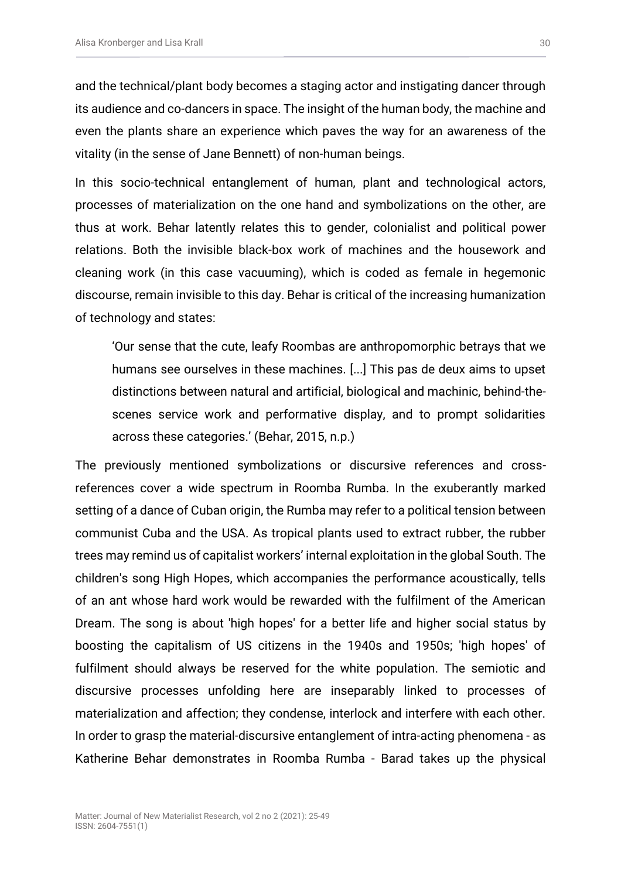and the technical/plant body becomes a staging actor and instigating dancer through its audience and co-dancers in space. The insight of the human body, the machine and even the plants share an experience which paves the way for an awareness of the vitality (in the sense of Jane Bennett) of non-human beings.

In this socio-technical entanglement of human, plant and technological actors, processes of materialization on the one hand and symbolizations on the other, are thus at work. Behar latently relates this to gender, colonialist and political power relations. Both the invisible black-box work of machines and the housework and cleaning work (in this case vacuuming), which is coded as female in hegemonic discourse, remain invisible to this day. Behar is critical of the increasing humanization of technology and states:

> 'Our sense that the cute, leafy Roombas are anthropomorphic betrays that we humans see ourselves in these machines. [...] This pas de deux aims to upset distinctions between natural and artificial, biological and machinic, behind-the-scenes service work and performative display, and to prompt solidarities across these categories.' (Behar, 2015, n.p.)

The previously mentioned symbolizations or discursive references and cross-references cover a wide spectrum in Roomba Rumba. In the exuberantly marked setting of a dance of Cuban origin, the Rumba may refer to a political tension between communist Cuba and the USA. As tropical plants used to extract rubber, the rubber trees may remind us of capitalist workers' internal exploitation in the global South. The children's song High Hopes, which accompanies the performance acoustically, tells of an ant whose hard work would be rewarded with the fulfilment of the American Dream. The song is about 'high hopes' for a better life and higher social status by boosting the capitalism of US citizens in the 1940s and 1950s; 'high hopes' of fulfilment should always be reserved for the white population. The semiotic and discursive processes unfolding here are inseparably linked to processes of materialization and affection; they condense, interlock and interfere with each other. In order to grasp the material-discursive entanglement of intra-acting phenomena - as Katherine Behar demonstrates in Roomba Rumba - Barad takes up the physical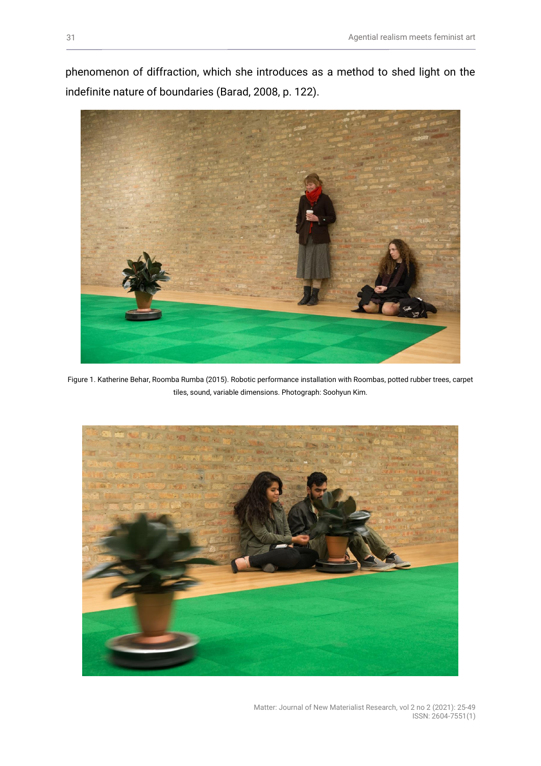phenomenon of diffraction, which she introduces as a method to shed light on the indefinite nature of boundaries (Barad, 2008, p. 122).

Figure 1. Katherine Behar, Roomba Rumba (2015). Robotic performance installation with Roombas, potted rubber trees, carpet tiles, sound, variable dimensions. Photograph: Soohyun Kim.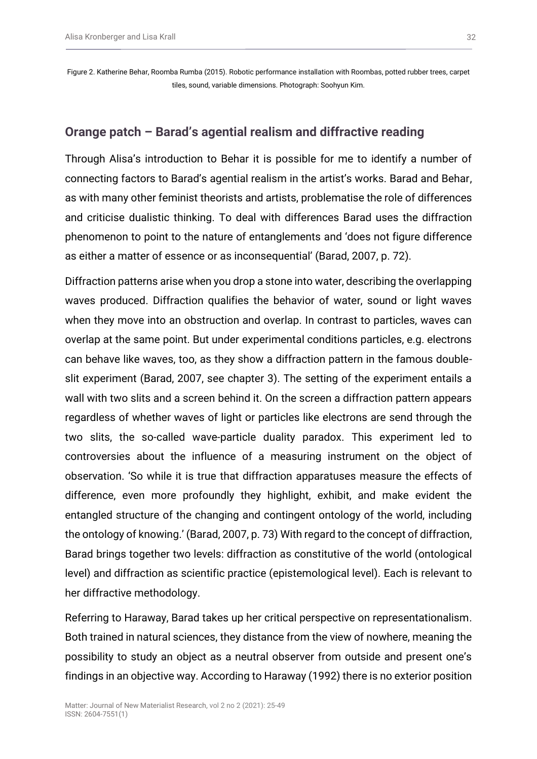Figure 2. Katherine Behar, Roomba Rumba (2015). Robotic performance installation with Roombas, potted rubber trees, carpet tiles, sound, variable dimensions. Photograph: Soohyun Kim.

## Orange patch – Barad's agential realism and diffractive reading

Through Alisa's introduction to Behar it is possible for me to identify a number of connecting factors to Barad's agential realism in the artist's works. Barad and Behar, as with many other feminist theorists and artists, problematise the role of differences and criticise dualistic thinking. To deal with differences Barad uses the diffraction phenomenon to point to the nature of entanglements and 'does not figure difference as either a matter of essence or as inconsequential' (Barad, 2007, p. 72).

Diffraction patterns arise when you drop a stone into water, describing the overlapping waves produced. Diffraction qualifies the behavior of water, sound or light waves when they move into an obstruction and overlap. In contrast to particles, waves can overlap at the same point. But under experimental conditions particles, e.g. electrons can behave like waves, too, as they show a diffraction pattern in the famous double-slit experiment (Barad, 2007, see chapter 3). The setting of the experiment entails a wall with two slits and a screen behind it. On the screen a diffraction pattern appears regardless of whether waves of light or particles like electrons are send through the two slits, the so-called wave-particle duality paradox. This experiment led to controversies about the influence of a measuring instrument on the object of observation. 'So while it is true that diffraction apparatuses measure the effects of difference, even more profoundly they highlight, exhibit, and make evident the entangled structure of the changing and contingent ontology of the world, including the ontology of knowing.' (Barad, 2007, p. 73) With regard to the concept of diffraction, Barad brings together two levels: diffraction as constitutive of the world (ontological level) and diffraction as scientific practice (epistemological level). Each is relevant to her diffractive methodology.

Referring to Haraway, Barad takes up her critical perspective on representationalism. Both trained in natural sciences, they distance from the view of nowhere, meaning the possibility to study an object as a neutral observer from outside and present one's findings in an objective way. According to Haraway (1992) there is no exterior position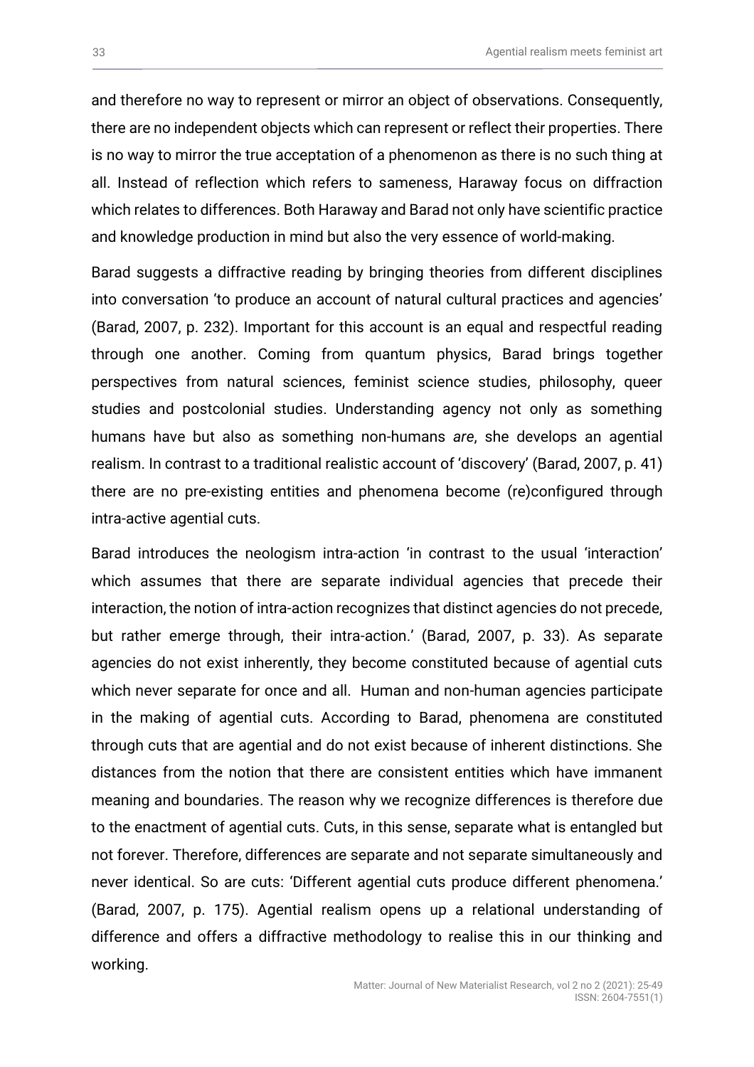and therefore no way to represent or mirror an object of observations. Consequently, there are no independent objects which can represent or reflect their properties. There is no way to mirror the true acceptation of a phenomenon as there is no such thing at all. Instead of reflection which refers to sameness, Haraway focus on diffraction which relates to differences. Both Haraway and Barad not only have scientific practice and knowledge production in mind but also the very essence of world-making.

Barad suggests a diffractive reading by bringing theories from different disciplines into conversation 'to produce an account of natural cultural practices and agencies' (Barad, 2007, p. 232). Important for this account is an equal and respectful reading through one another. Coming from quantum physics, Barad brings together perspectives from natural sciences, feminist science studies, philosophy, queer studies and postcolonial studies. Understanding agency not only as something humans have but also as something non-humans *are*, she develops an agential realism. In contrast to a traditional realistic account of 'discovery' (Barad, 2007, p. 41) there are no pre-existing entities and phenomena become (re)configured through intra-active agential cuts.

Barad introduces the neologism intra-action 'in contrast to the usual 'interaction' which assumes that there are separate individual agencies that precede their interaction, the notion of intra-action recognizes that distinct agencies do not precede, but rather emerge through, their intra-action.' (Barad, 2007, p. 33). As separate agencies do not exist inherently, they become constituted because of agential cuts which never separate for once and all. Human and non-human agencies participate in the making of agential cuts. According to Barad, phenomena are constituted through cuts that are agential and do not exist because of inherent distinctions. She distances from the notion that there are consistent entities which have immanent meaning and boundaries. The reason why we recognize differences is therefore due to the enactment of agential cuts. Cuts, in this sense, separate what is entangled but not forever. Therefore, differences are separate and not separate simultaneously and never identical. So are cuts: 'Different agential cuts produce different phenomena.' (Barad, 2007, p. 175). Agential realism opens up a relational understanding of difference and offers a diffractive methodology to realise this in our thinking and working.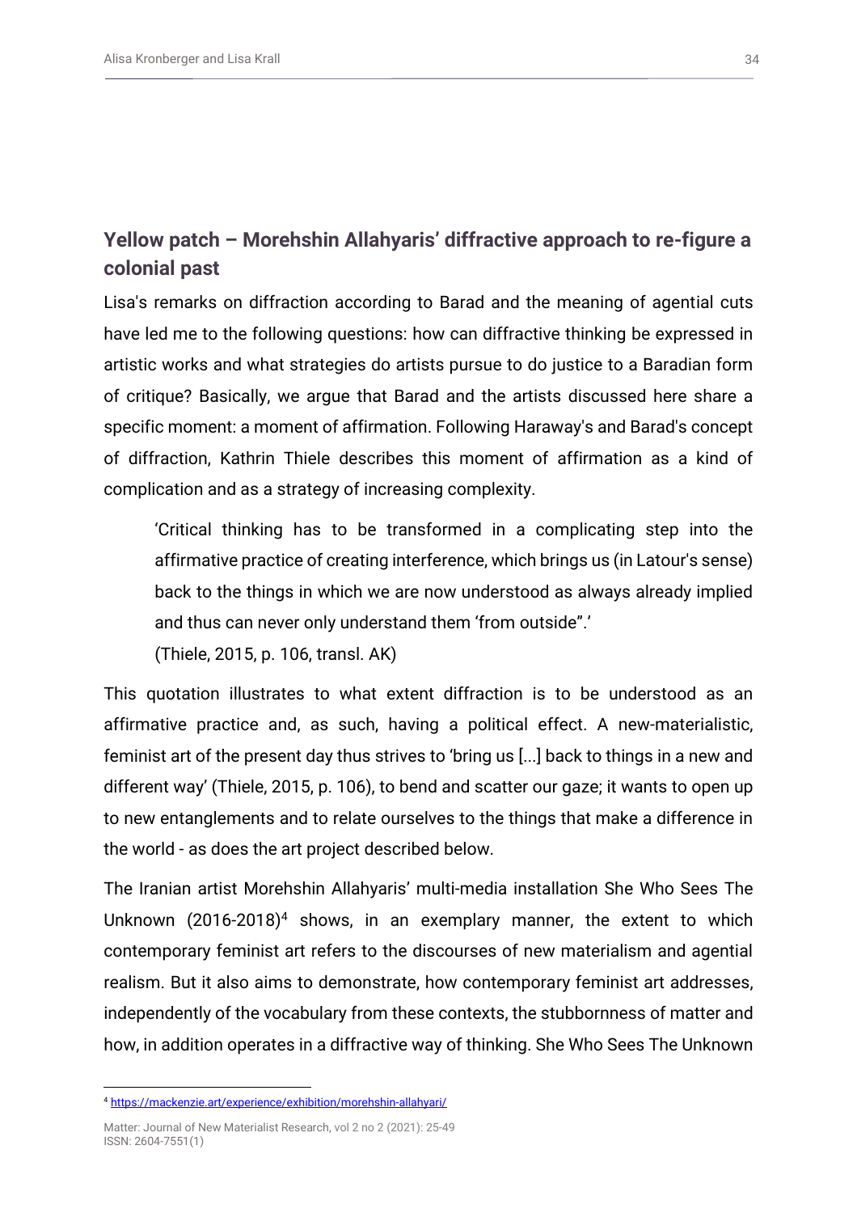## Yellow patch – Morehshin Allahyaris' diffractive approach to re-figure a colonial past

Lisa's remarks on diffraction according to Barad and the meaning of agential cuts have led me to the following questions: how can diffractive thinking be expressed in artistic works and what strategies do artists pursue to do justice to a Baradian form of critique? Basically, we argue that Barad and the artists discussed here share a specific moment: a moment of affirmation. Following Haraway's and Barad's concept of diffraction, Kathrin Thiele describes this moment of affirmation as a kind of complication and as a strategy of increasing complexity.

> 'Critical thinking has to be transformed in a complicating step into the affirmative practice of creating interference, which brings us (in Latour's sense) back to the things in which we are now understood as always already implied and thus can never only understand them 'from outside".'
>
> (Thiele, 2015, p. 106, transl. AK)

This quotation illustrates to what extent diffraction is to be understood as an affirmative practice and, as such, having a political effect. A new-materialistic, feminist art of the present day thus strives to 'bring us [...] back to things in a new and different way' (Thiele, 2015, p. 106), to bend and scatter our gaze; it wants to open up to new entanglements and to relate ourselves to the things that make a difference in the world - as does the art project described below.

The Iranian artist Morehshin Allahyaris' multi-media installation She Who Sees The Unknown (2016-2018)[4] shows, in an exemplary manner, the extent to which contemporary feminist art refers to the discourses of new materialism and agential realism. But it also aims to demonstrate, how contemporary feminist art addresses, independently of the vocabulary from these contexts, the stubbornness of matter and how, in addition operates in a diffractive way of thinking. She Who Sees The Unknown

[4] https://mackenzie.art/experience/exhibition/morehshin-allahyari/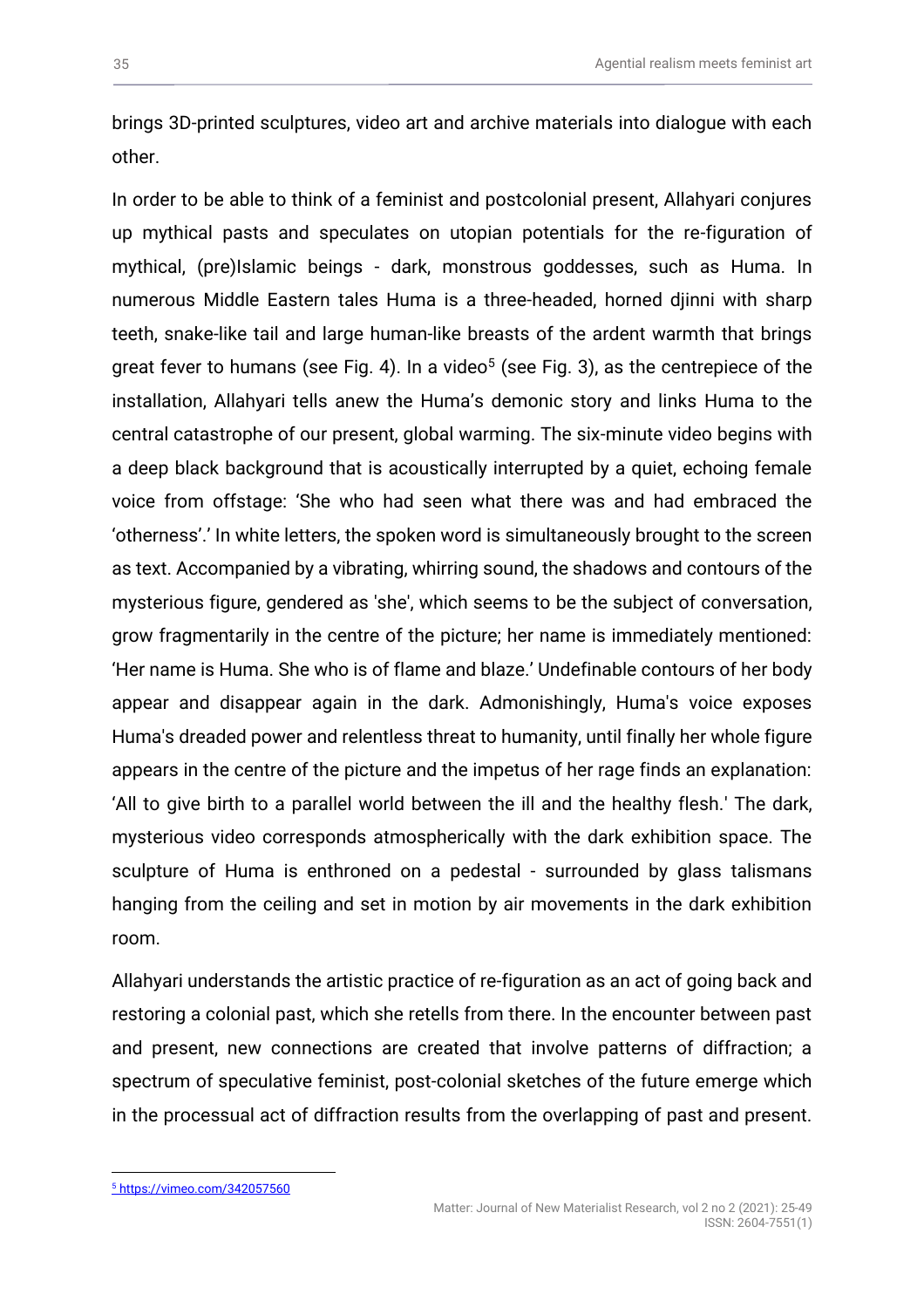brings 3D-printed sculptures, video art and archive materials into dialogue with each other.

In order to be able to think of a feminist and postcolonial present, Allahyari conjures up mythical pasts and speculates on utopian potentials for the re-figuration of mythical, (pre)Islamic beings - dark, monstrous goddesses, such as Huma. In numerous Middle Eastern tales Huma is a three-headed, horned djinni with sharp teeth, snake-like tail and large human-like breasts of the ardent warmth that brings great fever to humans (see Fig. 4). In a video[5] (see Fig. 3), as the centrepiece of the installation, Allahyari tells anew the Huma's demonic story and links Huma to the central catastrophe of our present, global warming. The six-minute video begins with a deep black background that is acoustically interrupted by a quiet, echoing female voice from offstage: 'She who had seen what there was and had embraced the 'otherness'.' In white letters, the spoken word is simultaneously brought to the screen as text. Accompanied by a vibrating, whirring sound, the shadows and contours of the mysterious figure, gendered as 'she', which seems to be the subject of conversation, grow fragmentarily in the centre of the picture; her name is immediately mentioned: 'Her name is Huma. She who is of flame and blaze.' Undefinable contours of her body appear and disappear again in the dark. Admonishingly, Huma's voice exposes Huma's dreaded power and relentless threat to humanity, until finally her whole figure appears in the centre of the picture and the impetus of her rage finds an explanation: 'All to give birth to a parallel world between the ill and the healthy flesh.' The dark, mysterious video corresponds atmospherically with the dark exhibition space. The sculpture of Huma is enthroned on a pedestal - surrounded by glass talismans hanging from the ceiling and set in motion by air movements in the dark exhibition room.

Allahyari understands the artistic practice of re-figuration as an act of going back and restoring a colonial past, which she retells from there. In the encounter between past and present, new connections are created that involve patterns of diffraction; a spectrum of speculative feminist, post-colonial sketches of the future emerge which in the processual act of diffraction results from the overlapping of past and present.

[5] https://vimeo.com/342057560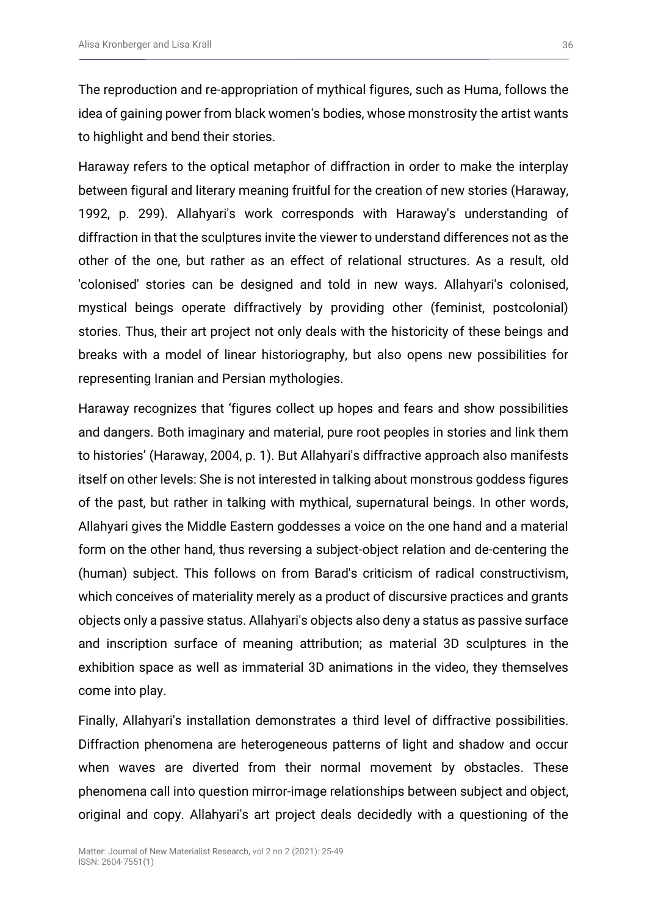The reproduction and re-appropriation of mythical figures, such as Huma, follows the idea of gaining power from black women's bodies, whose monstrosity the artist wants to highlight and bend their stories.

Haraway refers to the optical metaphor of diffraction in order to make the interplay between figural and literary meaning fruitful for the creation of new stories (Haraway, 1992, p. 299). Allahyari's work corresponds with Haraway's understanding of diffraction in that the sculptures invite the viewer to understand differences not as the other of the one, but rather as an effect of relational structures. As a result, old 'colonised' stories can be designed and told in new ways. Allahyari's colonised, mystical beings operate diffractively by providing other (feminist, postcolonial) stories. Thus, their art project not only deals with the historicity of these beings and breaks with a model of linear historiography, but also opens new possibilities for representing Iranian and Persian mythologies.

Haraway recognizes that 'figures collect up hopes and fears and show possibilities and dangers. Both imaginary and material, pure root peoples in stories and link them to histories' (Haraway, 2004, p. 1). But Allahyari's diffractive approach also manifests itself on other levels: She is not interested in talking about monstrous goddess figures of the past, but rather in talking with mythical, supernatural beings. In other words, Allahyari gives the Middle Eastern goddesses a voice on the one hand and a material form on the other hand, thus reversing a subject-object relation and de-centering the (human) subject. This follows on from Barad's criticism of radical constructivism, which conceives of materiality merely as a product of discursive practices and grants objects only a passive status. Allahyari's objects also deny a status as passive surface and inscription surface of meaning attribution; as material 3D sculptures in the exhibition space as well as immaterial 3D animations in the video, they themselves come into play.

Finally, Allahyari's installation demonstrates a third level of diffractive possibilities. Diffraction phenomena are heterogeneous patterns of light and shadow and occur when waves are diverted from their normal movement by obstacles. These phenomena call into question mirror-image relationships between subject and object, original and copy. Allahyari's art project deals decidedly with a questioning of the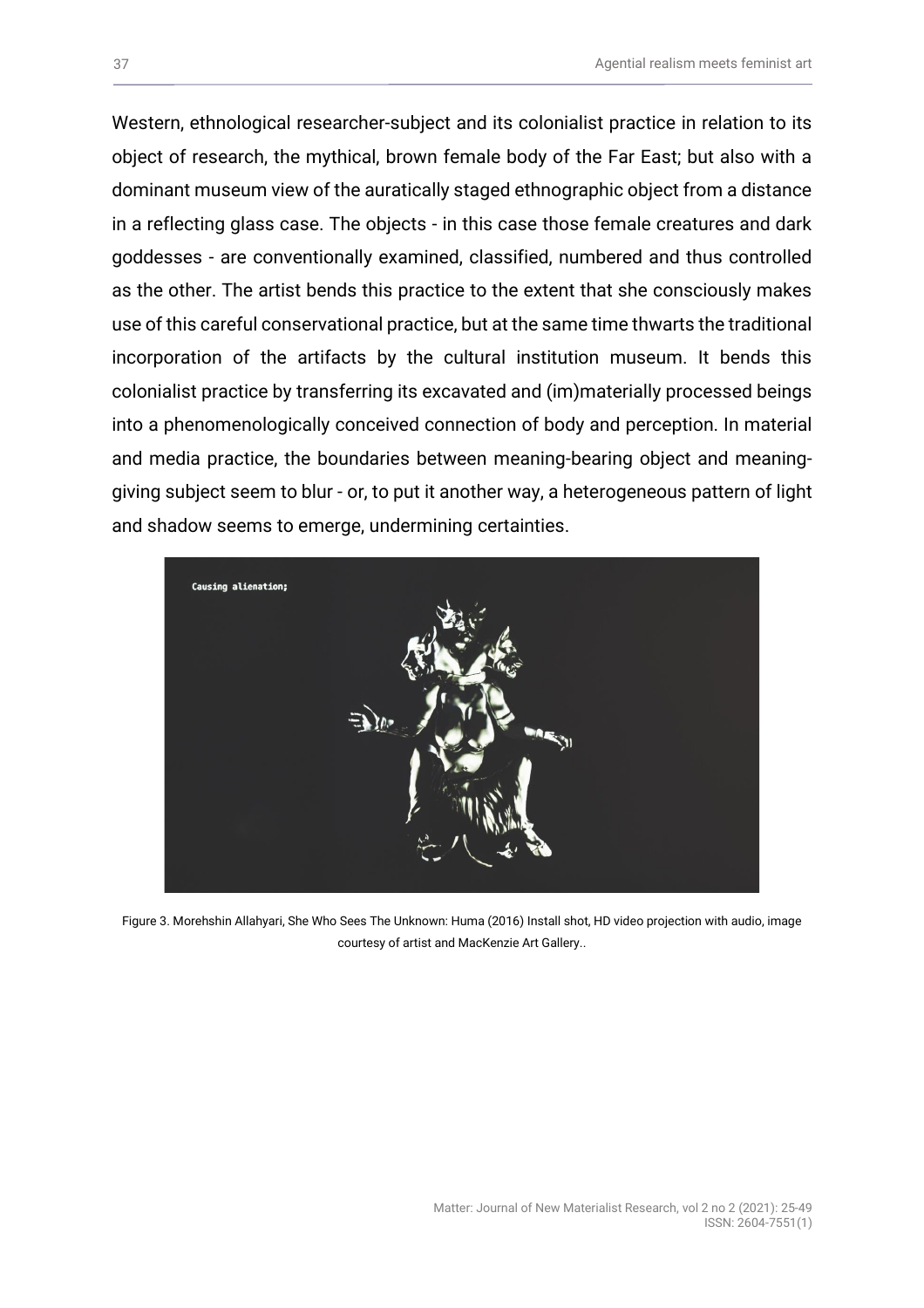Western, ethnological researcher-subject and its colonialist practice in relation to its object of research, the mythical, brown female body of the Far East; but also with a dominant museum view of the auratically staged ethnographic object from a distance in a reflecting glass case. The objects - in this case those female creatures and dark goddesses - are conventionally examined, classified, numbered and thus controlled as the other. The artist bends this practice to the extent that she consciously makes use of this careful conservational practice, but at the same time thwarts the traditional incorporation of the artifacts by the cultural institution museum. It bends this colonialist practice by transferring its excavated and (im)materially processed beings into a phenomenologically conceived connection of body and perception. In material and media practice, the boundaries between meaning-bearing object and meaning-giving subject seem to blur - or, to put it another way, a heterogeneous pattern of light and shadow seems to emerge, undermining certainties.

Figure 3. Morehshin Allahyari, She Who Sees The Unknown: Huma (2016) Install shot, HD video projection with audio, image courtesy of artist and MacKenzie Art Gallery..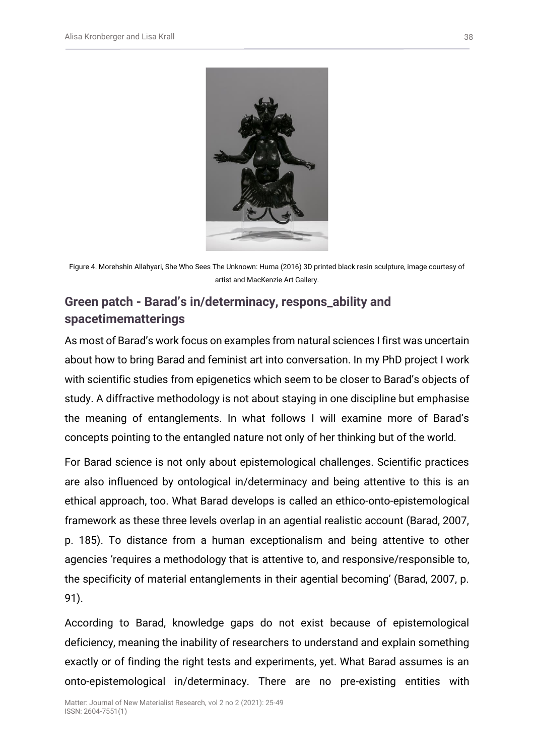Figure 4. Morehshin Allahyari, She Who Sees The Unknown: Huma (2016) 3D printed black resin sculpture, image courtesy of artist and MacKenzie Art Gallery.

## Green patch - Barad's in/determinacy, respons_ability and spacetimematterings

As most of Barad's work focus on examples from natural sciences I first was uncertain about how to bring Barad and feminist art into conversation. In my PhD project I work with scientific studies from epigenetics which seem to be closer to Barad's objects of study. A diffractive methodology is not about staying in one discipline but emphasise the meaning of entanglements. In what follows I will examine more of Barad's concepts pointing to the entangled nature not only of her thinking but of the world.

For Barad science is not only about epistemological challenges. Scientific practices are also influenced by ontological in/determinacy and being attentive to this is an ethical approach, too. What Barad develops is called an ethico-onto-epistemological framework as these three levels overlap in an agential realistic account (Barad, 2007, p. 185). To distance from a human exceptionalism and being attentive to other agencies 'requires a methodology that is attentive to, and responsive/responsible to, the specificity of material entanglements in their agential becoming' (Barad, 2007, p. 91).

According to Barad, knowledge gaps do not exist because of epistemological deficiency, meaning the inability of researchers to understand and explain something exactly or of finding the right tests and experiments, yet. What Barad assumes is an onto-epistemological in/determinacy. There are no pre-existing entities with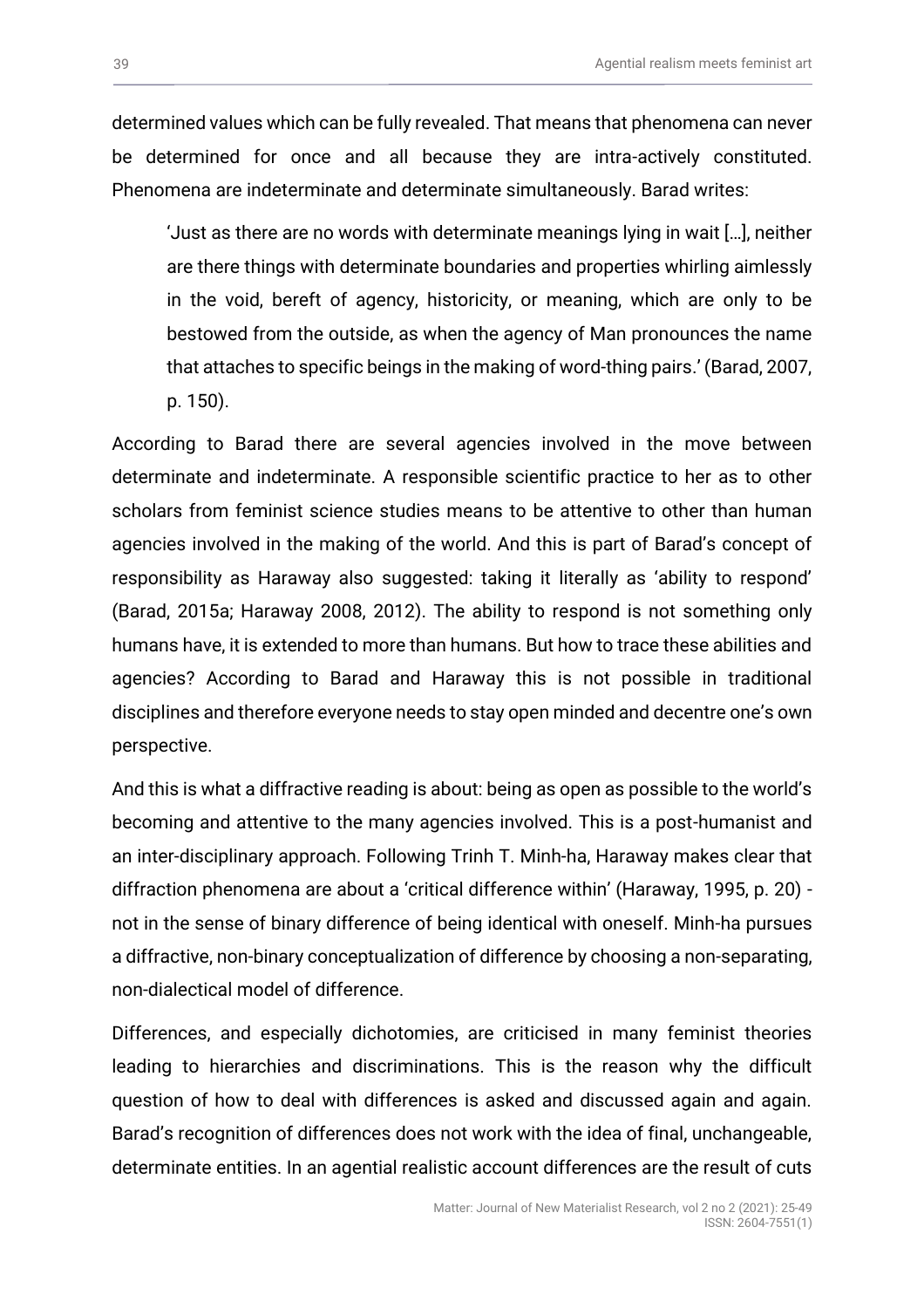determined values which can be fully revealed. That means that phenomena can never be determined for once and all because they are intra-actively constituted. Phenomena are indeterminate and determinate simultaneously. Barad writes:

> 'Just as there are no words with determinate meanings lying in wait […], neither are there things with determinate boundaries and properties whirling aimlessly in the void, bereft of agency, historicity, or meaning, which are only to be bestowed from the outside, as when the agency of Man pronounces the name that attaches to specific beings in the making of word-thing pairs.' (Barad, 2007, p. 150).

According to Barad there are several agencies involved in the move between determinate and indeterminate. A responsible scientific practice to her as to other scholars from feminist science studies means to be attentive to other than human agencies involved in the making of the world. And this is part of Barad's concept of responsibility as Haraway also suggested: taking it literally as 'ability to respond' (Barad, 2015a; Haraway 2008, 2012). The ability to respond is not something only humans have, it is extended to more than humans. But how to trace these abilities and agencies? According to Barad and Haraway this is not possible in traditional disciplines and therefore everyone needs to stay open minded and decentre one's own perspective.

And this is what a diffractive reading is about: being as open as possible to the world's becoming and attentive to the many agencies involved. This is a post-humanist and an inter-disciplinary approach. Following Trinh T. Minh-ha, Haraway makes clear that diffraction phenomena are about a 'critical difference within' (Haraway, 1995, p. 20) - not in the sense of binary difference of being identical with oneself. Minh-ha pursues a diffractive, non-binary conceptualization of difference by choosing a non-separating, non-dialectical model of difference.

Differences, and especially dichotomies, are criticised in many feminist theories leading to hierarchies and discriminations. This is the reason why the difficult question of how to deal with differences is asked and discussed again and again. Barad's recognition of differences does not work with the idea of final, unchangeable, determinate entities. In an agential realistic account differences are the result of cuts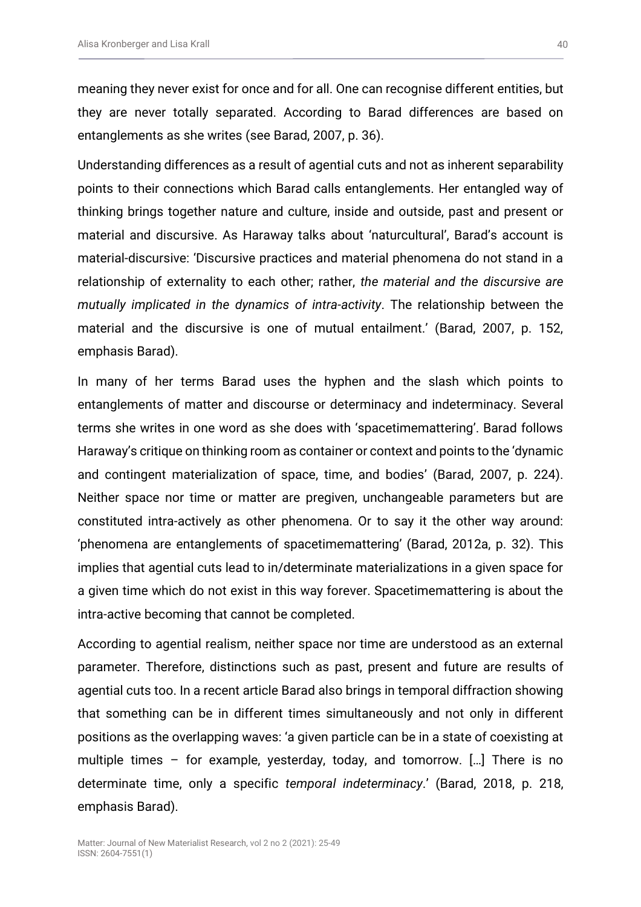meaning they never exist for once and for all. One can recognise different entities, but they are never totally separated. According to Barad differences are based on entanglements as she writes (see Barad, 2007, p. 36).

Understanding differences as a result of agential cuts and not as inherent separability points to their connections which Barad calls entanglements. Her entangled way of thinking brings together nature and culture, inside and outside, past and present or material and discursive. As Haraway talks about 'naturcultural', Barad's account is material-discursive: 'Discursive practices and material phenomena do not stand in a relationship of externality to each other; rather, *the material and the discursive are mutually implicated in the dynamics of intra-activity*. The relationship between the material and the discursive is one of mutual entailment.' (Barad, 2007, p. 152, emphasis Barad).

In many of her terms Barad uses the hyphen and the slash which points to entanglements of matter and discourse or determinacy and indeterminacy. Several terms she writes in one word as she does with 'spacetimemattering'. Barad follows Haraway's critique on thinking room as container or context and points to the 'dynamic and contingent materialization of space, time, and bodies' (Barad, 2007, p. 224). Neither space nor time or matter are pregiven, unchangeable parameters but are constituted intra-actively as other phenomena. Or to say it the other way around: 'phenomena are entanglements of spacetimemattering' (Barad, 2012a, p. 32). This implies that agential cuts lead to in/determinate materializations in a given space for a given time which do not exist in this way forever. Spacetimemattering is about the intra-active becoming that cannot be completed.

According to agential realism, neither space nor time are understood as an external parameter. Therefore, distinctions such as past, present and future are results of agential cuts too. In a recent article Barad also brings in temporal diffraction showing that something can be in different times simultaneously and not only in different positions as the overlapping waves: 'a given particle can be in a state of coexisting at multiple times – for example, yesterday, today, and tomorrow. […] There is no determinate time, only a specific *temporal indeterminacy*.' (Barad, 2018, p. 218, emphasis Barad).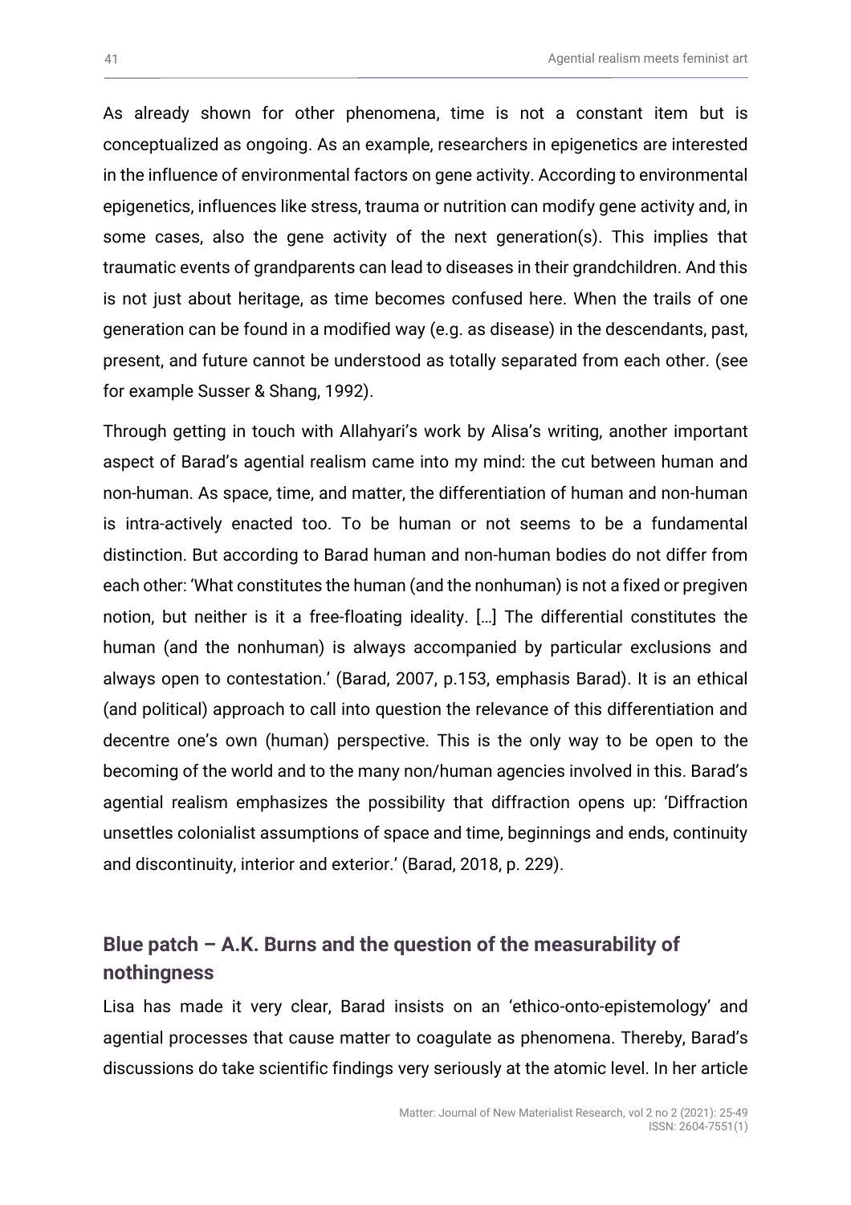As already shown for other phenomena, time is not a constant item but is conceptualized as ongoing. As an example, researchers in epigenetics are interested in the influence of environmental factors on gene activity. According to environmental epigenetics, influences like stress, trauma or nutrition can modify gene activity and, in some cases, also the gene activity of the next generation(s). This implies that traumatic events of grandparents can lead to diseases in their grandchildren. And this is not just about heritage, as time becomes confused here. When the trails of one generation can be found in a modified way (e.g. as disease) in the descendants, past, present, and future cannot be understood as totally separated from each other. (see for example Susser & Shang, 1992).

Through getting in touch with Allahyari's work by Alisa's writing, another important aspect of Barad's agential realism came into my mind: the cut between human and non-human. As space, time, and matter, the differentiation of human and non-human is intra-actively enacted too. To be human or not seems to be a fundamental distinction. But according to Barad human and non-human bodies do not differ from each other: 'What constitutes the human (and the nonhuman) is not a fixed or pregiven notion, but neither is it a free-floating ideality. […] The differential constitutes the human (and the nonhuman) is always accompanied by particular exclusions and always open to contestation.' (Barad, 2007, p.153, emphasis Barad). It is an ethical (and political) approach to call into question the relevance of this differentiation and decentre one's own (human) perspective. This is the only way to be open to the becoming of the world and to the many non/human agencies involved in this. Barad's agential realism emphasizes the possibility that diffraction opens up: 'Diffraction unsettles colonialist assumptions of space and time, beginnings and ends, continuity and discontinuity, interior and exterior.' (Barad, 2018, p. 229).

## Blue patch – A.K. Burns and the question of the measurability of nothingness

Lisa has made it very clear, Barad insists on an 'ethico-onto-epistemology' and agential processes that cause matter to coagulate as phenomena. Thereby, Barad's discussions do take scientific findings very seriously at the atomic level. In her article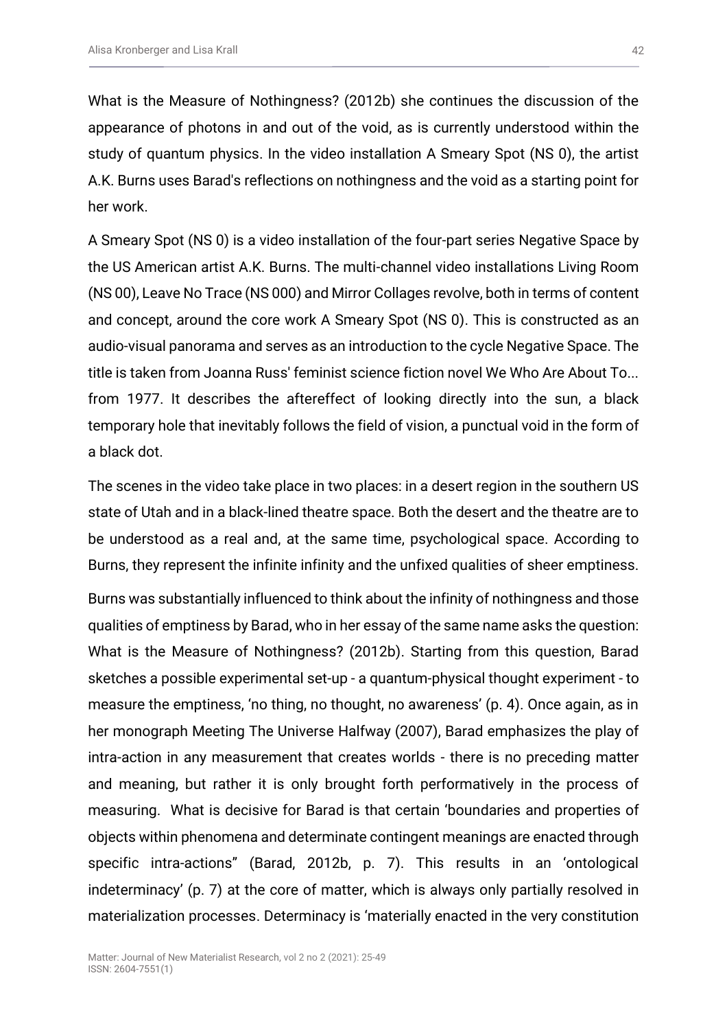What is the Measure of Nothingness? (2012b) she continues the discussion of the appearance of photons in and out of the void, as is currently understood within the study of quantum physics. In the video installation A Smeary Spot (NS 0), the artist A.K. Burns uses Barad's reflections on nothingness and the void as a starting point for her work.

A Smeary Spot (NS 0) is a video installation of the four-part series Negative Space by the US American artist A.K. Burns. The multi-channel video installations Living Room (NS 00), Leave No Trace (NS 000) and Mirror Collages revolve, both in terms of content and concept, around the core work A Smeary Spot (NS 0). This is constructed as an audio-visual panorama and serves as an introduction to the cycle Negative Space. The title is taken from Joanna Russ' feminist science fiction novel We Who Are About To... from 1977. It describes the aftereffect of looking directly into the sun, a black temporary hole that inevitably follows the field of vision, a punctual void in the form of a black dot.

The scenes in the video take place in two places: in a desert region in the southern US state of Utah and in a black-lined theatre space. Both the desert and the theatre are to be understood as a real and, at the same time, psychological space. According to Burns, they represent the infinite infinity and the unfixed qualities of sheer emptiness.

Burns was substantially influenced to think about the infinity of nothingness and those qualities of emptiness by Barad, who in her essay of the same name asks the question: What is the Measure of Nothingness? (2012b). Starting from this question, Barad sketches a possible experimental set-up - a quantum-physical thought experiment - to measure the emptiness, 'no thing, no thought, no awareness' (p. 4). Once again, as in her monograph Meeting The Universe Halfway (2007), Barad emphasizes the play of intra-action in any measurement that creates worlds - there is no preceding matter and meaning, but rather it is only brought forth performatively in the process of measuring. What is decisive for Barad is that certain 'boundaries and properties of objects within phenomena and determinate contingent meanings are enacted through specific intra-actions" (Barad, 2012b, p. 7). This results in an 'ontological indeterminacy' (p. 7) at the core of matter, which is always only partially resolved in materialization processes. Determinacy is 'materially enacted in the very constitution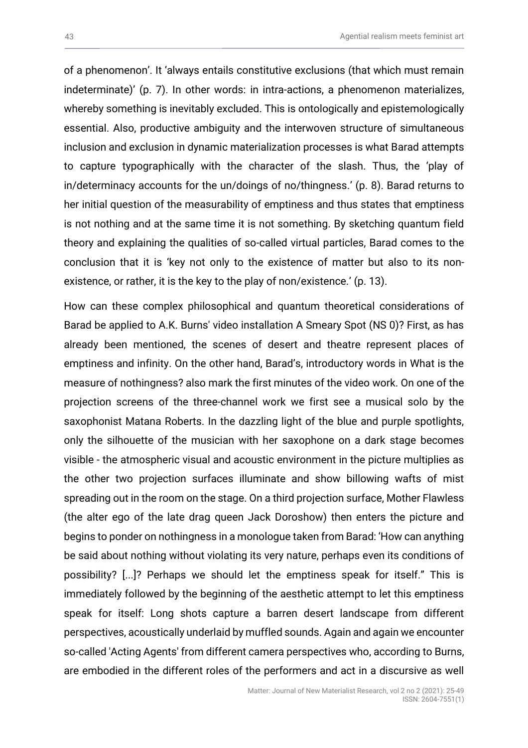of a phenomenon’. It ‘always entails constitutive exclusions (that which must remain indeterminate)’ (p. 7). In other words: in intra-actions, a phenomenon materializes, whereby something is inevitably excluded. This is ontologically and epistemologically essential. Also, productive ambiguity and the interwoven structure of simultaneous inclusion and exclusion in dynamic materialization processes is what Barad attempts to capture typographically with the character of the slash. Thus, the ‘play of in/determinacy accounts for the un/doings of no/thingness.’ (p. 8). Barad returns to her initial question of the measurability of emptiness and thus states that emptiness is not nothing and at the same time it is not something. By sketching quantum field theory and explaining the qualities of so-called virtual particles, Barad comes to the conclusion that it is ‘key not only to the existence of matter but also to its non-existence, or rather, it is the key to the play of non/existence.’ (p. 13).

How can these complex philosophical and quantum theoretical considerations of Barad be applied to A.K. Burns' video installation A Smeary Spot (NS 0)? First, as has already been mentioned, the scenes of desert and theatre represent places of emptiness and infinity. On the other hand, Barad’s, introductory words in What is the measure of nothingness? also mark the first minutes of the video work. On one of the projection screens of the three-channel work we first see a musical solo by the saxophonist Matana Roberts. In the dazzling light of the blue and purple spotlights, only the silhouette of the musician with her saxophone on a dark stage becomes visible - the atmospheric visual and acoustic environment in the picture multiplies as the other two projection surfaces illuminate and show billowing wafts of mist spreading out in the room on the stage. On a third projection surface, Mother Flawless (the alter ego of the late drag queen Jack Doroshow) then enters the picture and begins to ponder on nothingness in a monologue taken from Barad: ‘How can anything be said about nothing without violating its very nature, perhaps even its conditions of possibility? [...]? Perhaps we should let the emptiness speak for itself.” This is immediately followed by the beginning of the aesthetic attempt to let this emptiness speak for itself: Long shots capture a barren desert landscape from different perspectives, acoustically underlaid by muffled sounds. Again and again we encounter so-called 'Acting Agents' from different camera perspectives who, according to Burns, are embodied in the different roles of the performers and act in a discursive as well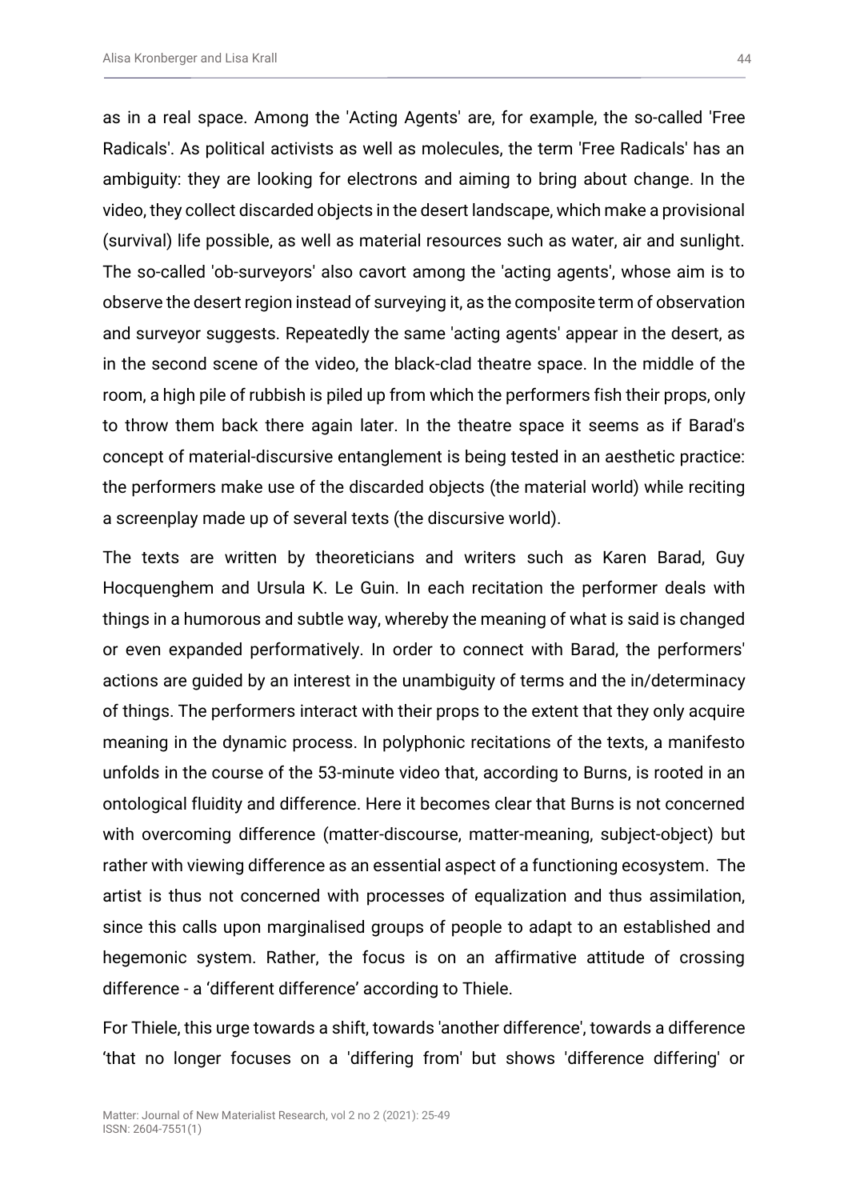as in a real space. Among the 'Acting Agents' are, for example, the so-called 'Free Radicals'. As political activists as well as molecules, the term 'Free Radicals' has an ambiguity: they are looking for electrons and aiming to bring about change. In the video, they collect discarded objects in the desert landscape, which make a provisional (survival) life possible, as well as material resources such as water, air and sunlight. The so-called 'ob-surveyors' also cavort among the 'acting agents', whose aim is to observe the desert region instead of surveying it, as the composite term of observation and surveyor suggests. Repeatedly the same 'acting agents' appear in the desert, as in the second scene of the video, the black-clad theatre space. In the middle of the room, a high pile of rubbish is piled up from which the performers fish their props, only to throw them back there again later. In the theatre space it seems as if Barad's concept of material-discursive entanglement is being tested in an aesthetic practice: the performers make use of the discarded objects (the material world) while reciting a screenplay made up of several texts (the discursive world).

The texts are written by theoreticians and writers such as Karen Barad, Guy Hocquenghem and Ursula K. Le Guin. In each recitation the performer deals with things in a humorous and subtle way, whereby the meaning of what is said is changed or even expanded performatively. In order to connect with Barad, the performers' actions are guided by an interest in the unambiguity of terms and the in/determinacy of things. The performers interact with their props to the extent that they only acquire meaning in the dynamic process. In polyphonic recitations of the texts, a manifesto unfolds in the course of the 53-minute video that, according to Burns, is rooted in an ontological fluidity and difference. Here it becomes clear that Burns is not concerned with overcoming difference (matter-discourse, matter-meaning, subject-object) but rather with viewing difference as an essential aspect of a functioning ecosystem. The artist is thus not concerned with processes of equalization and thus assimilation, since this calls upon marginalised groups of people to adapt to an established and hegemonic system. Rather, the focus is on an affirmative attitude of crossing difference - a 'different difference' according to Thiele.

For Thiele, this urge towards a shift, towards 'another difference', towards a difference 'that no longer focuses on a 'differing from' but shows 'difference differing' or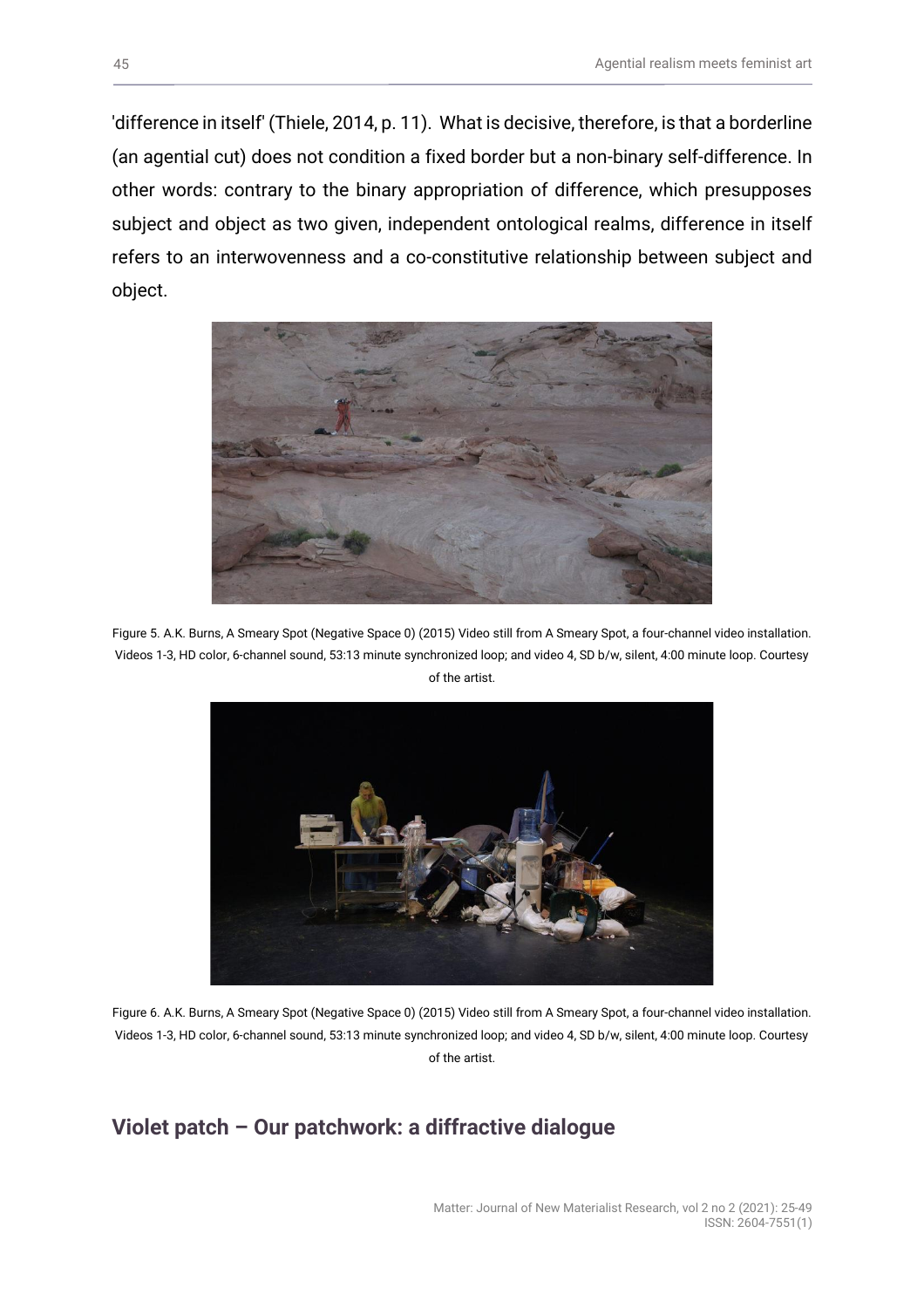'difference in itself' (Thiele, 2014, p. 11). What is decisive, therefore, is that a borderline (an agential cut) does not condition a fixed border but a non-binary self-difference. In other words: contrary to the binary appropriation of difference, which presupposes subject and object as two given, independent ontological realms, difference in itself refers to an interwovenness and a co-constitutive relationship between subject and object.

Figure 5. A.K. Burns, A Smeary Spot (Negative Space 0) (2015) Video still from A Smeary Spot, a four-channel video installation. Videos 1-3, HD color, 6-channel sound, 53:13 minute synchronized loop; and video 4, SD b/w, silent, 4:00 minute loop. Courtesy of the artist.

Figure 6. A.K. Burns, A Smeary Spot (Negative Space 0) (2015) Video still from A Smeary Spot, a four-channel video installation. Videos 1-3, HD color, 6-channel sound, 53:13 minute synchronized loop; and video 4, SD b/w, silent, 4:00 minute loop. Courtesy of the artist.

## Violet patch – Our patchwork: a diffractive dialogue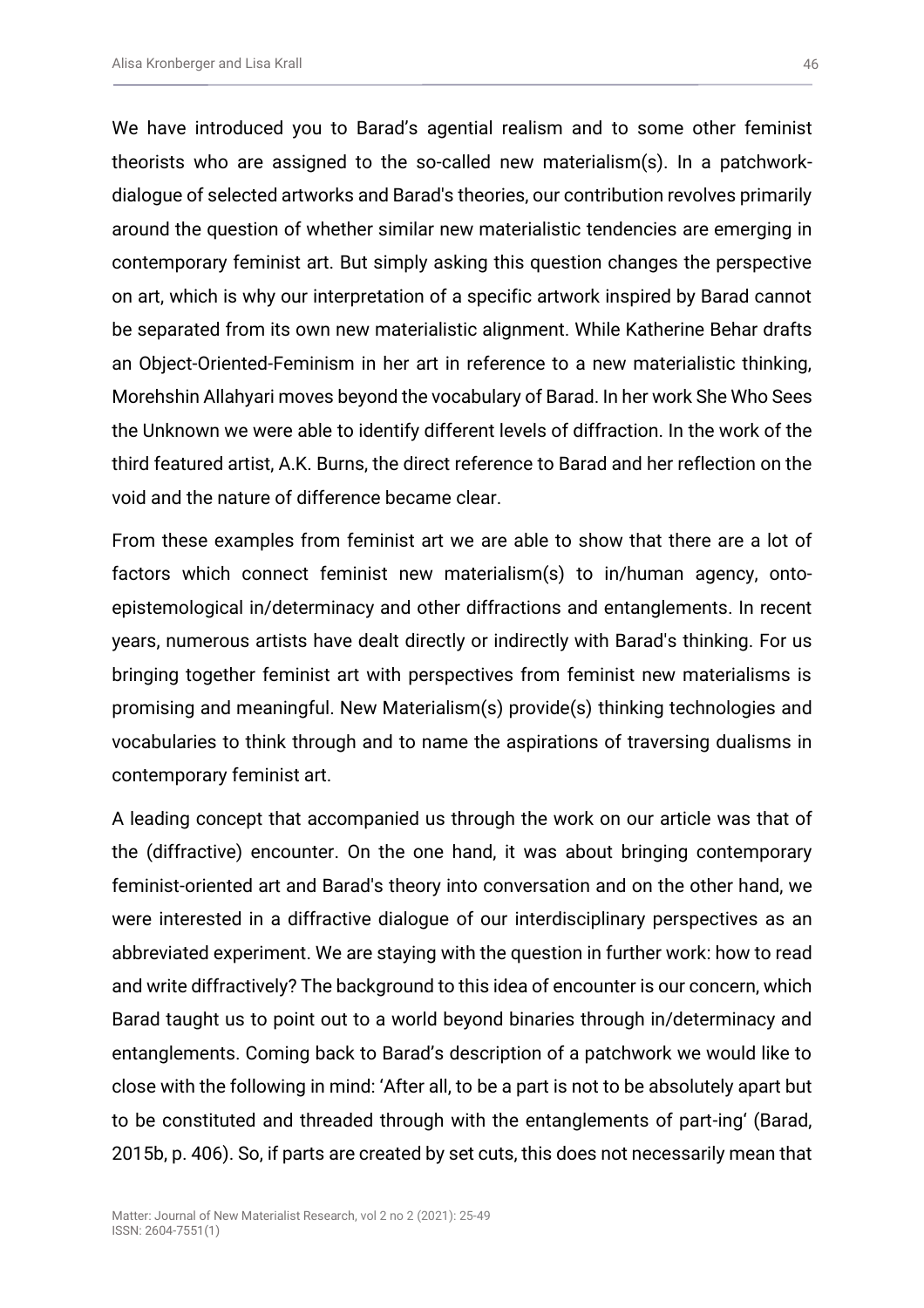We have introduced you to Barad's agential realism and to some other feminist theorists who are assigned to the so-called new materialism(s). In a patchwork-dialogue of selected artworks and Barad's theories, our contribution revolves primarily around the question of whether similar new materialistic tendencies are emerging in contemporary feminist art. But simply asking this question changes the perspective on art, which is why our interpretation of a specific artwork inspired by Barad cannot be separated from its own new materialistic alignment. While Katherine Behar drafts an Object-Oriented-Feminism in her art in reference to a new materialistic thinking, Morehshin Allahyari moves beyond the vocabulary of Barad. In her work She Who Sees the Unknown we were able to identify different levels of diffraction. In the work of the third featured artist, A.K. Burns, the direct reference to Barad and her reflection on the void and the nature of difference became clear.

From these examples from feminist art we are able to show that there are a lot of factors which connect feminist new materialism(s) to in/human agency, onto-epistemological in/determinacy and other diffractions and entanglements. In recent years, numerous artists have dealt directly or indirectly with Barad's thinking. For us bringing together feminist art with perspectives from feminist new materialisms is promising and meaningful. New Materialism(s) provide(s) thinking technologies and vocabularies to think through and to name the aspirations of traversing dualisms in contemporary feminist art.

A leading concept that accompanied us through the work on our article was that of the (diffractive) encounter. On the one hand, it was about bringing contemporary feminist-oriented art and Barad's theory into conversation and on the other hand, we were interested in a diffractive dialogue of our interdisciplinary perspectives as an abbreviated experiment. We are staying with the question in further work: how to read and write diffractively? The background to this idea of encounter is our concern, which Barad taught us to point out to a world beyond binaries through in/determinacy and entanglements. Coming back to Barad's description of a patchwork we would like to close with the following in mind: 'After all, to be a part is not to be absolutely apart but to be constituted and threaded through with the entanglements of part-ing' (Barad, 2015b, p. 406). So, if parts are created by set cuts, this does not necessarily mean that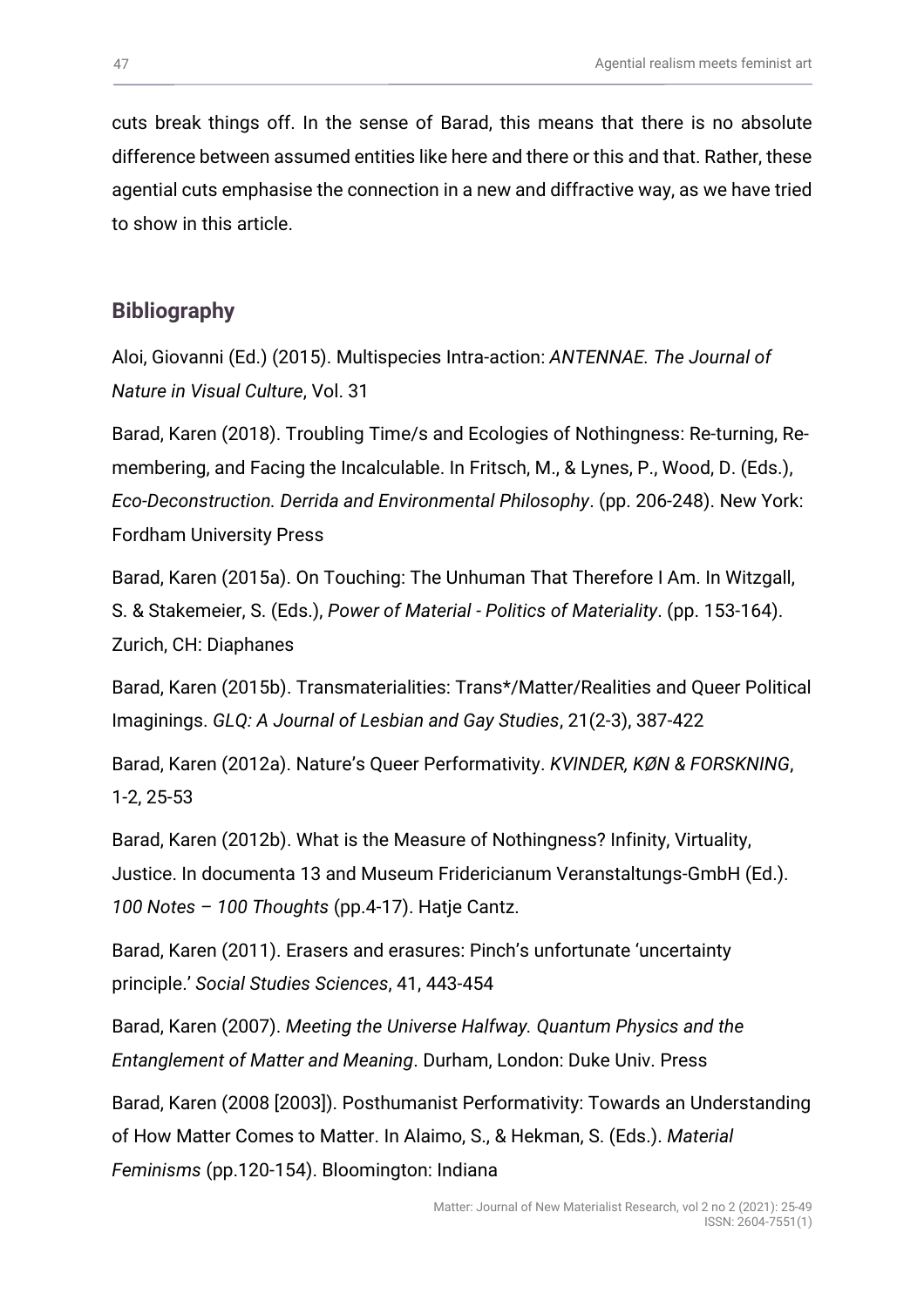cuts break things off. In the sense of Barad, this means that there is no absolute difference between assumed entities like here and there or this and that. Rather, these agential cuts emphasise the connection in a new and diffractive way, as we have tried to show in this article.

## Bibliography

Aloi, Giovanni (Ed.) (2015). Multispecies Intra-action: *ANTENNAE. The Journal of Nature in Visual Culture*, Vol. 31

Barad, Karen (2018). Troubling Time/s and Ecologies of Nothingness: Re-turning, Re-membering, and Facing the Incalculable. In Fritsch, M., & Lynes, P., Wood, D. (Eds.), *Eco-Deconstruction. Derrida and Environmental Philosophy*. (pp. 206-248). New York: Fordham University Press

Barad, Karen (2015a). On Touching: The Unhuman That Therefore I Am. In Witzgall, S. & Stakemeier, S. (Eds.), *Power of Material - Politics of Materiality*. (pp. 153-164). Zurich, CH: Diaphanes

Barad, Karen (2015b). Transmaterialities: Trans*/Matter/Realities and Queer Political Imaginings. *GLQ: A Journal of Lesbian and Gay Studies*, 21(2-3), 387-422

Barad, Karen (2012a). Nature's Queer Performativity. *KVINDER, KØN & FORSKNING*, 1-2, 25-53

Barad, Karen (2012b). What is the Measure of Nothingness? Infinity, Virtuality, Justice. In documenta 13 and Museum Fridericianum Veranstaltungs-GmbH (Ed.). *100 Notes – 100 Thoughts* (pp.4-17). Hatje Cantz.

Barad, Karen (2011). Erasers and erasures: Pinch's unfortunate 'uncertainty principle.' *Social Studies Sciences*, 41, 443-454

Barad, Karen (2007). *Meeting the Universe Halfway. Quantum Physics and the Entanglement of Matter and Meaning*. Durham, London: Duke Univ. Press

Barad, Karen (2008 [2003]). Posthumanist Performativity: Towards an Understanding of How Matter Comes to Matter. In Alaimo, S., & Hekman, S. (Eds.). *Material Feminisms* (pp.120-154). Bloomington: Indiana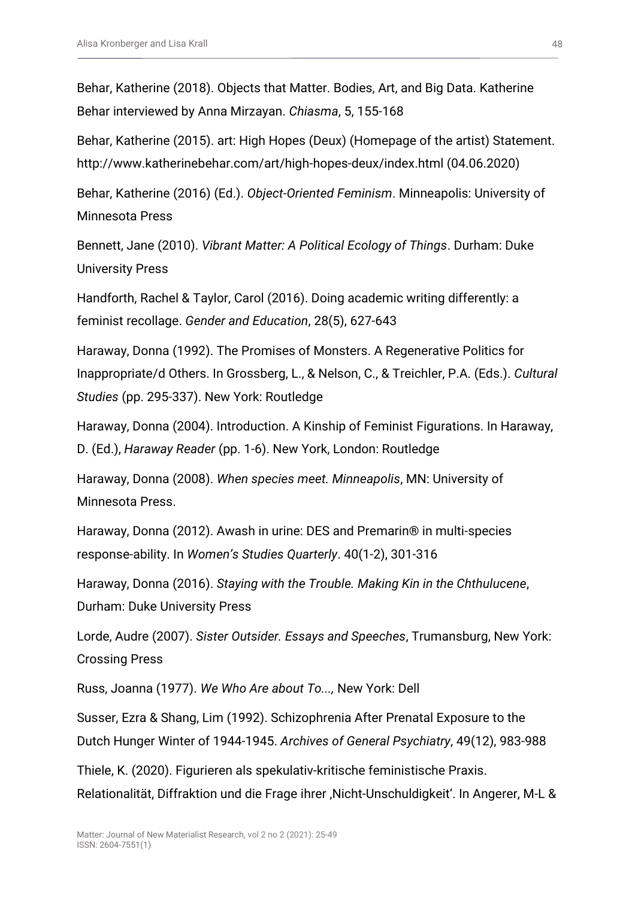Behar, Katherine (2018). Objects that Matter. Bodies, Art, and Big Data. Katherine Behar interviewed by Anna Mirzayan. *Chiasma*, 5, 155-168

Behar, Katherine (2015). art: High Hopes (Deux) (Homepage of the artist) Statement. http://www.katherinebehar.com/art/high-hopes-deux/index.html (04.06.2020)

Behar, Katherine (2016) (Ed.). *Object-Oriented Feminism*. Minneapolis: University of Minnesota Press

Bennett, Jane (2010). *Vibrant Matter: A Political Ecology of Things*. Durham: Duke University Press

Handforth, Rachel & Taylor, Carol (2016). Doing academic writing differently: a feminist recollage. *Gender and Education*, 28(5), 627-643

Haraway, Donna (1992). The Promises of Monsters. A Regenerative Politics for Inappropriate/d Others. In Grossberg, L., & Nelson, C., & Treichler, P.A. (Eds.). *Cultural Studies* (pp. 295-337). New York: Routledge

Haraway, Donna (2004). Introduction. A Kinship of Feminist Figurations. In Haraway, D. (Ed.), *Haraway Reader* (pp. 1-6). New York, London: Routledge

Haraway, Donna (2008). *When species meet. Minneapolis*, MN: University of Minnesota Press.

Haraway, Donna (2012). Awash in urine: DES and Premarin® in multi-species response-ability. In *Women's Studies Quarterly*. 40(1-2), 301-316

Haraway, Donna (2016). *Staying with the Trouble. Making Kin in the Chthulucene*, Durham: Duke University Press

Lorde, Audre (2007). *Sister Outsider. Essays and Speeches*, Trumansburg, New York: Crossing Press

Russ, Joanna (1977). *We Who Are about To...,* New York: Dell

Susser, Ezra & Shang, Lim (1992). Schizophrenia After Prenatal Exposure to the Dutch Hunger Winter of 1944-1945. *Archives of General Psychiatry*, 49(12), 983-988

Thiele, K. (2020). Figurieren als spekulativ-kritische feministische Praxis. Relationalität, Diffraktion und die Frage ihrer ‚Nicht-Unschuldigkeit'. In Angerer, M-L &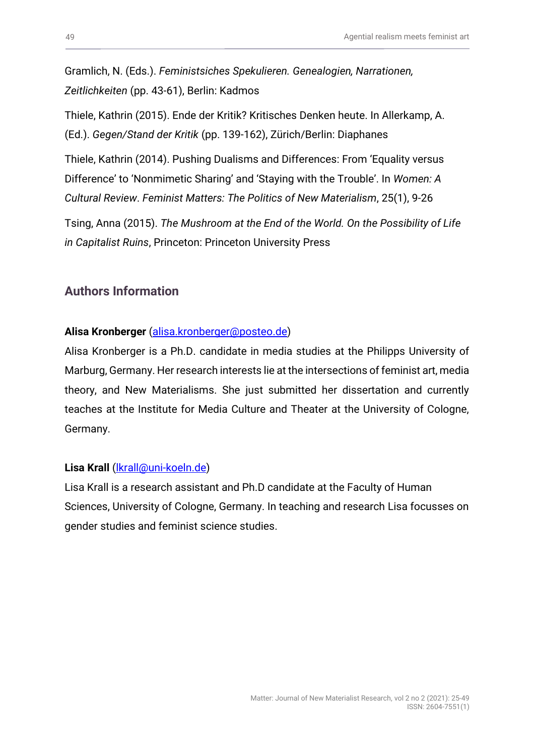Gramlich, N. (Eds.). *Feministsiches Spekulieren. Genealogien, Narrationen, Zeitlichkeiten* (pp. 43-61), Berlin: Kadmos

Thiele, Kathrin (2015). Ende der Kritik? Kritisches Denken heute. In Allerkamp, A. (Ed.). *Gegen/Stand der Kritik* (pp. 139-162), Zürich/Berlin: Diaphanes

Thiele, Kathrin (2014). Pushing Dualisms and Differences: From 'Equality versus Difference' to 'Nonmimetic Sharing' and 'Staying with the Trouble'. In *Women: A Cultural Review*. *Feminist Matters: The Politics of New Materialism*, 25(1), 9-26

Tsing, Anna (2015). *The Mushroom at the End of the World. On the Possibility of Life in Capitalist Ruins*, Princeton: Princeton University Press

## Authors Information

**Alisa Kronberger** (alisa.kronberger@posteo.de)
Alisa Kronberger is a Ph.D. candidate in media studies at the Philipps University of Marburg, Germany. Her research interests lie at the intersections of feminist art, media theory, and New Materialisms. She just submitted her dissertation and currently teaches at the Institute for Media Culture and Theater at the University of Cologne, Germany.

**Lisa Krall** (lkrall@uni-koeln.de)
Lisa Krall is a research assistant and Ph.D candidate at the Faculty of Human Sciences, University of Cologne, Germany. In teaching and research Lisa focusses on gender studies and feminist science studies.